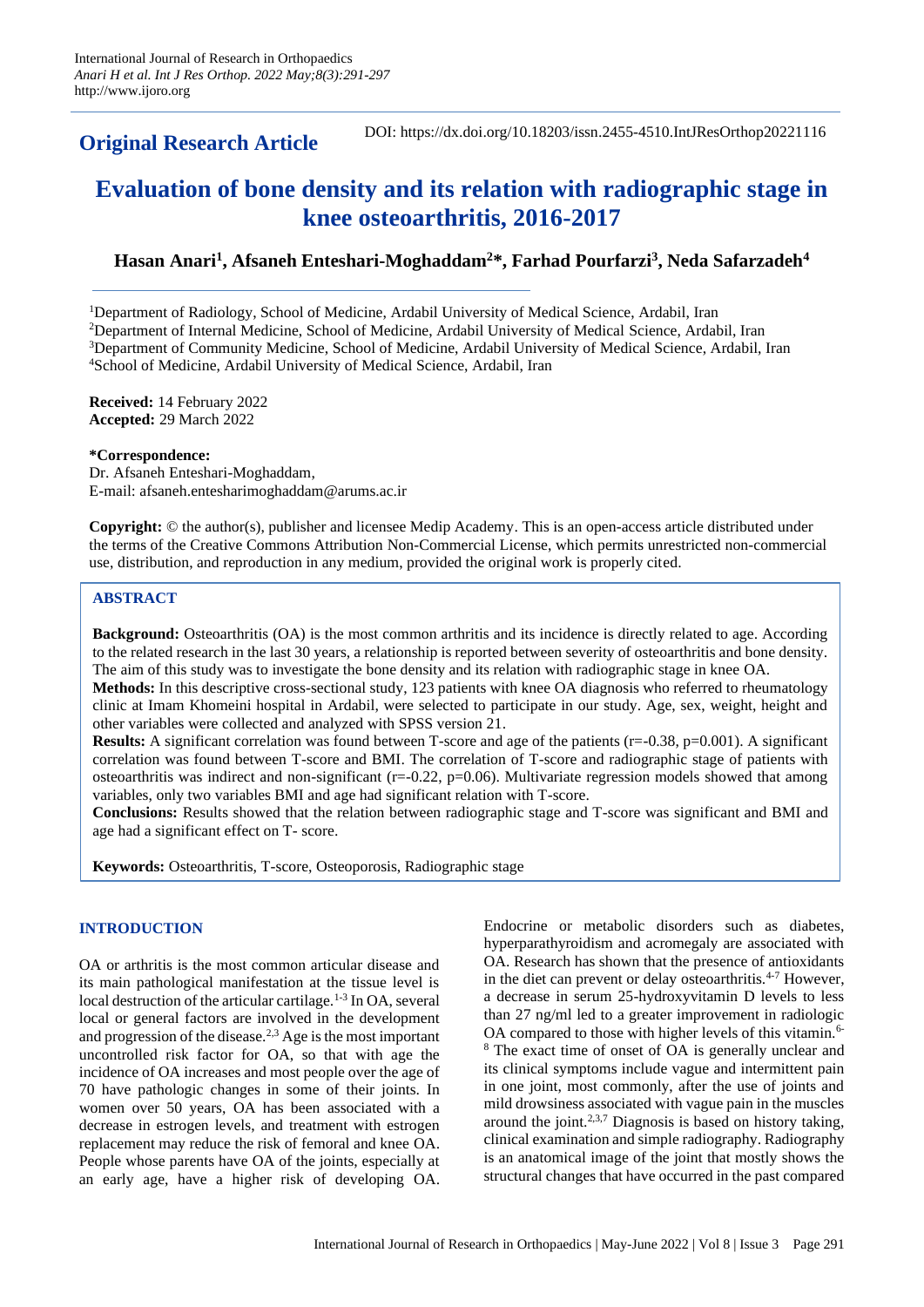**Original Research Article**

DOI: https://dx.doi.org/10.18203/issn.2455-4510.IntJResOrthop20221116

# Evaluation of bone density and its relation with radiographic stage in knee osteoarthritis, 2016-2017

**Hasan Anari[1], Afsaneh Enteshari-Moghaddam[2]*, Farhad Pourfarzi[3], Neda Safarzadeh[4]**

[1]Department of Radiology, School of Medicine, Ardabil University of Medical Science, Ardabil, Iran
[2]Department of Internal Medicine, School of Medicine, Ardabil University of Medical Science, Ardabil, Iran
[3]Department of Community Medicine, School of Medicine, Ardabil University of Medical Science, Ardabil, Iran
[4]School of Medicine, Ardabil University of Medical Science, Ardabil, Iran

**Received:** 14 February 2022
**Accepted:** 29 March 2022

***Correspondence:**
Dr. Afsaneh Enteshari-Moghaddam,
E-mail: afsaneh.entesharimoghaddam@arums.ac.ir

**Copyright:** © the author(s), publisher and licensee Medip Academy. This is an open-access article distributed under the terms of the Creative Commons Attribution Non-Commercial License, which permits unrestricted non-commercial use, distribution, and reproduction in any medium, provided the original work is properly cited.

## ABSTRACT

**Background:** Osteoarthritis (OA) is the most common arthritis and its incidence is directly related to age. According to the related research in the last 30 years, a relationship is reported between severity of osteoarthritis and bone density. The aim of this study was to investigate the bone density and its relation with radiographic stage in knee OA.

**Methods:** In this descriptive cross-sectional study, 123 patients with knee OA diagnosis who referred to rheumatology clinic at Imam Khomeini hospital in Ardabil, were selected to participate in our study. Age, sex, weight, height and other variables were collected and analyzed with SPSS version 21.

**Results:** A significant correlation was found between T-score and age of the patients ($r=-0.38$, $p=0.001$). A significant correlation was found between T-score and BMI. The correlation of T-score and radiographic stage of patients with osteoarthritis was indirect and non-significant ($r=-0.22$, $p=0.06$). Multivariate regression models showed that among variables, only two variables BMI and age had significant relation with T-score.

**Conclusions:** Results showed that the relation between radiographic stage and T-score was significant and BMI and age had a significant effect on T- score.

**Keywords:** Osteoarthritis, T-score, Osteoporosis, Radiographic stage

## INTRODUCTION

OA or arthritis is the most common articular disease and its main pathological manifestation at the tissue level is local destruction of the articular cartilage.[1-3] In OA, several local or general factors are involved in the development and progression of the disease.[2,3] Age is the most important uncontrolled risk factor for OA, so that with age the incidence of OA increases and most people over the age of 70 have pathologic changes in some of their joints. In women over 50 years, OA has been associated with a decrease in estrogen levels, and treatment with estrogen replacement may reduce the risk of femoral and knee OA. People whose parents have OA of the joints, especially at an early age, have a higher risk of developing OA. Endocrine or metabolic disorders such as diabetes, hyperparathyroidism and acromegaly are associated with OA. Research has shown that the presence of antioxidants in the diet can prevent or delay osteoarthritis.[4-7] However, a decrease in serum 25-hydroxyvitamin D levels to less than 27 ng/ml led to a greater improvement in radiologic OA compared to those with higher levels of this vitamin.[6-8] The exact time of onset of OA is generally unclear and its clinical symptoms include vague and intermittent pain in one joint, most commonly, after the use of joints and mild drowsiness associated with vague pain in the muscles around the joint.[2,3,7] Diagnosis is based on history taking, clinical examination and simple radiography. Radiography is an anatomical image of the joint that mostly shows the structural changes that have occurred in the past compared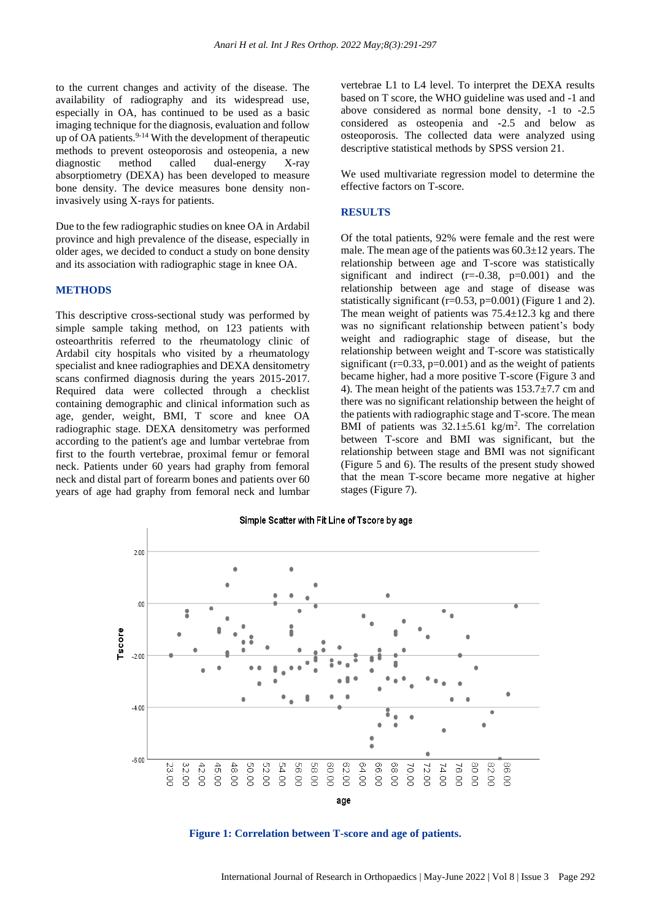to the current changes and activity of the disease. The availability of radiography and its widespread use, especially in OA, has continued to be used as a basic imaging technique for the diagnosis, evaluation and follow up of OA patients.[9-14] With the development of therapeutic methods to prevent osteoporosis and osteopenia, a new diagnostic method called dual-energy X-ray absorptiometry (DEXA) has been developed to measure bone density. The device measures bone density non-invasively using X-rays for patients.

Due to the few radiographic studies on knee OA in Ardabil province and high prevalence of the disease, especially in older ages, we decided to conduct a study on bone density and its association with radiographic stage in knee OA.

## METHODS

This descriptive cross-sectional study was performed by simple sample taking method, on 123 patients with osteoarthritis referred to the rheumatology clinic of Ardabil city hospitals who visited by a rheumatology specialist and knee radiographies and DEXA densitometry scans confirmed diagnosis during the years 2015-2017. Required data were collected through a checklist containing demographic and clinical information such as age, gender, weight, BMI, T score and knee OA radiographic stage. DEXA densitometry was performed according to the patient's age and lumbar vertebrae from first to the fourth vertebrae, proximal femur or femoral neck. Patients under 60 years had graphy from femoral neck and distal part of forearm bones and patients over 60 years of age had graphy from femoral neck and lumbar vertebrae L1 to L4 level. To interpret the DEXA results based on T score, the WHO guideline was used and -1 and above considered as normal bone density, -1 to -2.5 considered as osteopenia and -2.5 and below as osteoporosis. The collected data were analyzed using descriptive statistical methods by SPSS version 21.

We used multivariate regression model to determine the effective factors on T-score.

## RESULTS

Of the total patients, 92% were female and the rest were male. The mean age of the patients was 60.3±12 years. The relationship between age and T-score was statistically significant and indirect (r=-0.38, p=0.001) and the relationship between age and stage of disease was statistically significant (r=0.53, p=0.001) (Figure 1 and 2). The mean weight of patients was 75.4±12.3 kg and there was no significant relationship between patient's body weight and radiographic stage of disease, but the relationship between weight and T-score was statistically significant (r=0.33, p=0.001) and as the weight of patients became higher, had a more positive T-score (Figure 3 and 4). The mean height of the patients was 153.7±7.7 cm and there was no significant relationship between the height of the patients with radiographic stage and T-score. The mean BMI of patients was 32.1±5.61 kg/m$^2$. The correlation between T-score and BMI was significant, but the relationship between stage and BMI was not significant (Figure 5 and 6). The results of the present study showed that the mean T-score became more negative at higher stages (Figure 7).

**Figure 1: Correlation between T-score and age of patients.**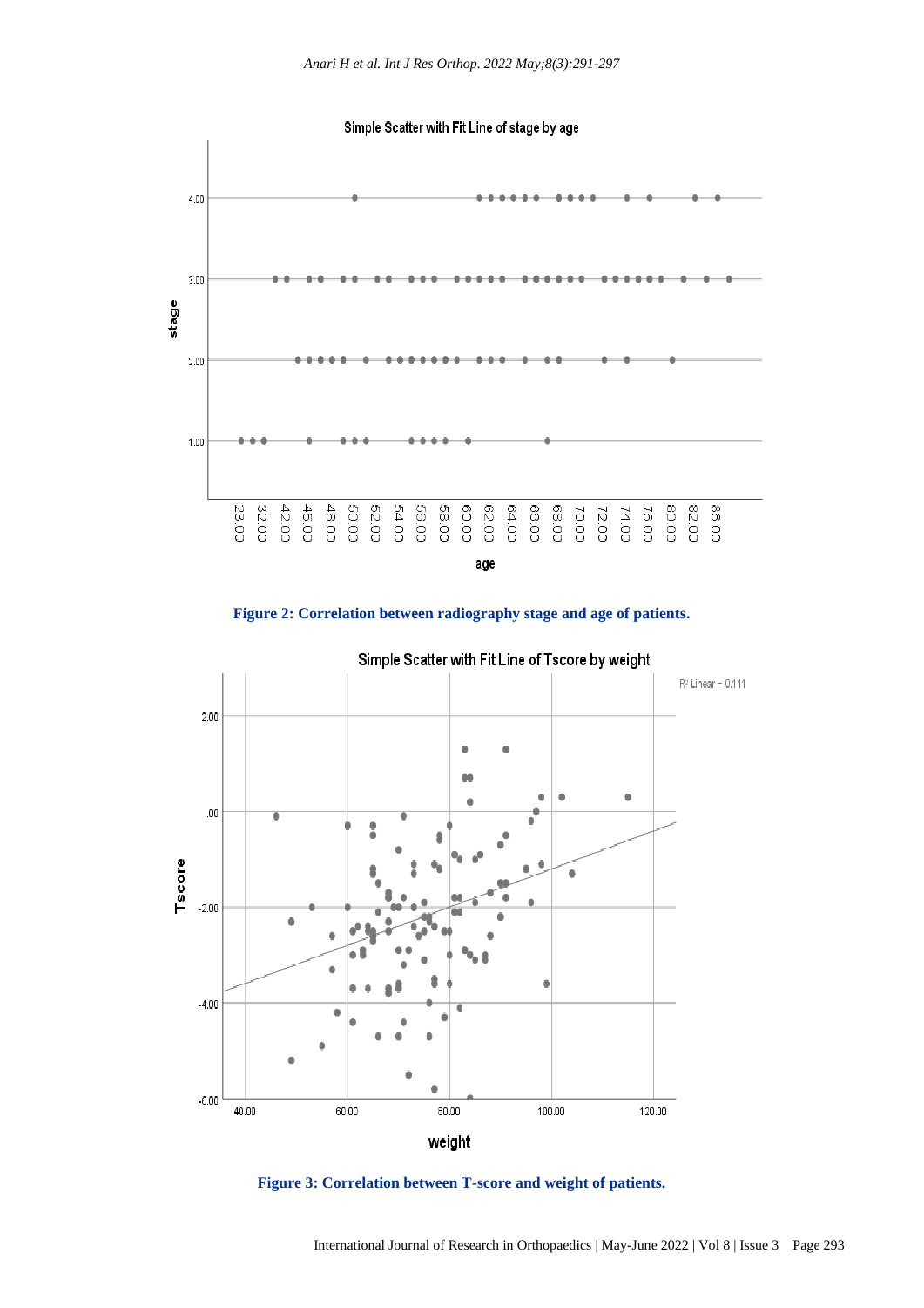Figure 2: Correlation between radiography stage and age of patients.

Figure 3: Correlation between T-score and weight of patients.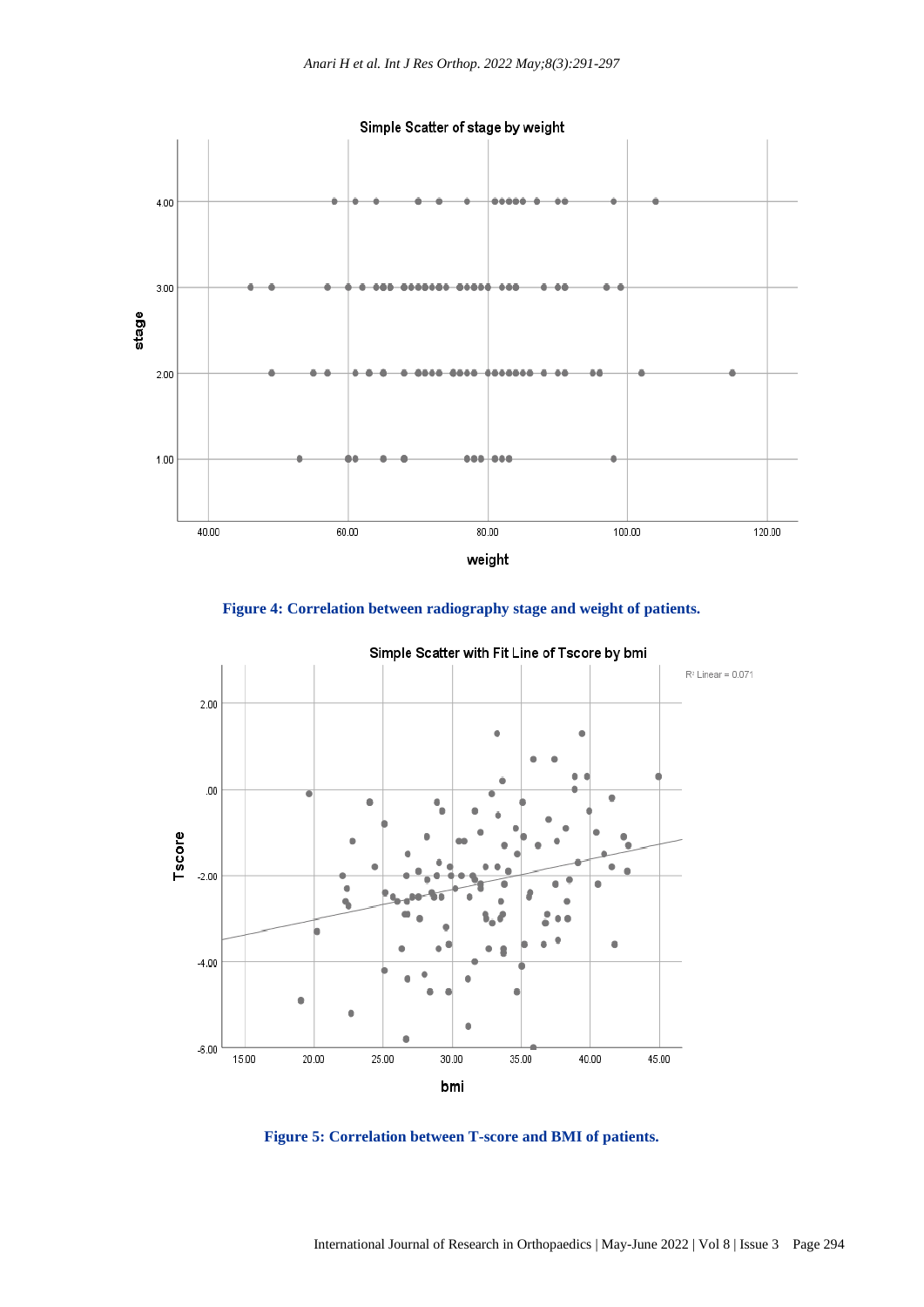Figure 4: Correlation between radiography stage and weight of patients.

Figure 5: Correlation between T-score and BMI of patients.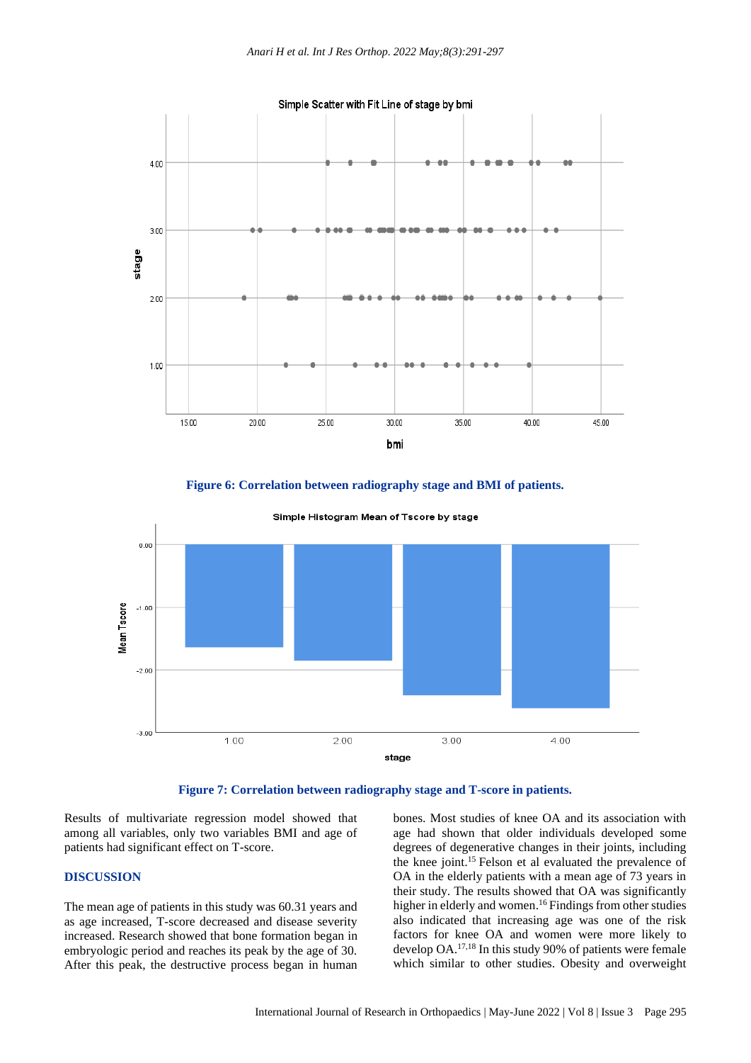Figure 6: Correlation between radiography stage and BMI of patients.

Figure 7: Correlation between radiography stage and T-score in patients.

Results of multivariate regression model showed that among all variables, only two variables BMI and age of patients had significant effect on T-score.

## DISCUSSION

The mean age of patients in this study was 60.31 years and as age increased, T-score decreased and disease severity increased. Research showed that bone formation began in embryologic period and reaches its peak by the age of 30. After this peak, the destructive process began in human bones. Most studies of knee OA and its association with age had shown that older individuals developed some degrees of degenerative changes in their joints, including the knee joint.[15] Felson et al evaluated the prevalence of OA in the elderly patients with a mean age of 73 years in their study. The results showed that OA was significantly higher in elderly and women.[16] Findings from other studies also indicated that increasing age was one of the risk factors for knee OA and women were more likely to develop OA.[17,18] In this study 90% of patients were female which similar to other studies. Obesity and overweight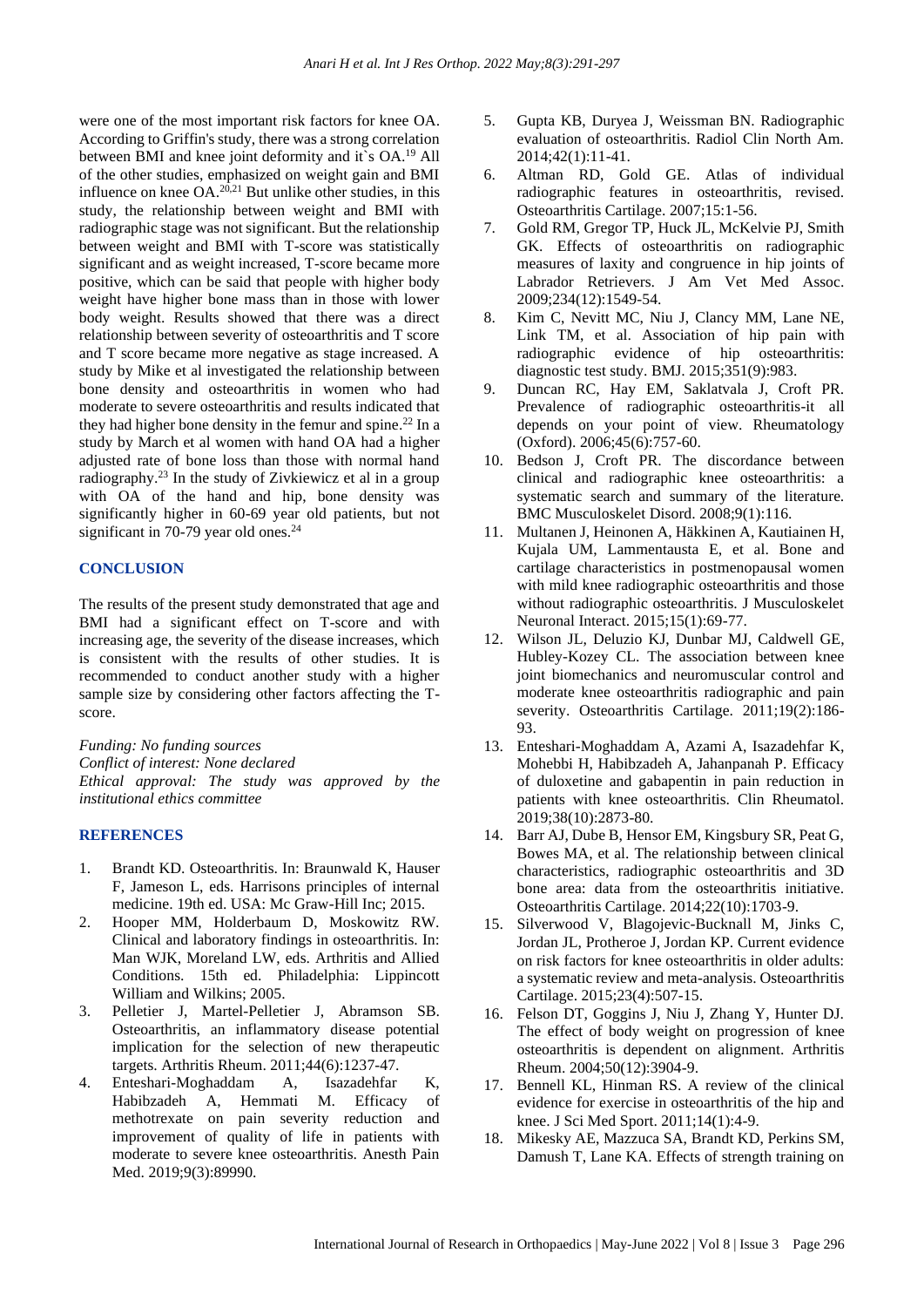were one of the most important risk factors for knee OA. According to Griffin's study, there was a strong correlation between BMI and knee joint deformity and it`s OA.[19] All of the other studies, emphasized on weight gain and BMI influence on knee OA.[20,21] But unlike other studies, in this study, the relationship between weight and BMI with radiographic stage was not significant. But the relationship between weight and BMI with T-score was statistically significant and as weight increased, T-score became more positive, which can be said that people with higher body weight have higher bone mass than in those with lower body weight. Results showed that there was a direct relationship between severity of osteoarthritis and T score and T score became more negative as stage increased. A study by Mike et al investigated the relationship between bone density and osteoarthritis in women who had moderate to severe osteoarthritis and results indicated that they had higher bone density in the femur and spine.[22] In a study by March et al women with hand OA had a higher adjusted rate of bone loss than those with normal hand radiography.[23] In the study of Zivkiewicz et al in a group with OA of the hand and hip, bone density was significantly higher in 60-69 year old patients, but not significant in 70-79 year old ones.[24]

## CONCLUSION

The results of the present study demonstrated that age and BMI had a significant effect on T-score and with increasing age, the severity of the disease increases, which is consistent with the results of other studies. It is recommended to conduct another study with a higher sample size by considering other factors affecting the T-score.

*Funding: No funding sources*
*Conflict of interest: None declared*
*Ethical approval: The study was approved by the institutional ethics committee*

## REFERENCES

1. Brandt KD. Osteoarthritis. In: Braunwald K, Hauser F, Jameson L, eds. Harrisons principles of internal medicine. 19th ed. USA: Mc Graw-Hill Inc; 2015.
2. Hooper MM, Holderbaum D, Moskowitz RW. Clinical and laboratory findings in osteoarthritis. In: Man WJK, Moreland LW, eds. Arthritis and Allied Conditions. 15th ed. Philadelphia: Lippincott William and Wilkins; 2005.
3. Pelletier J, Martel-Pelletier J, Abramson SB. Osteoarthritis, an inflammatory disease potential implication for the selection of new therapeutic targets. Arthritis Rheum. 2011;44(6):1237-47.
4. Enteshari-Moghaddam A, Isazadehfar K, Habibzadeh A, Hemmati M. Efficacy of methotrexate on pain severity reduction and improvement of quality of life in patients with moderate to severe knee osteoarthritis. Anesth Pain Med. 2019;9(3):89990.
5. Gupta KB, Duryea J, Weissman BN. Radiographic evaluation of osteoarthritis. Radiol Clin North Am. 2014;42(1):11-41.
6. Altman RD, Gold GE. Atlas of individual radiographic features in osteoarthritis, revised. Osteoarthritis Cartilage. 2007;15:1-56.
7. Gold RM, Gregor TP, Huck JL, McKelvie PJ, Smith GK. Effects of osteoarthritis on radiographic measures of laxity and congruence in hip joints of Labrador Retrievers. J Am Vet Med Assoc. 2009;234(12):1549-54.
8. Kim C, Nevitt MC, Niu J, Clancy MM, Lane NE, Link TM, et al. Association of hip pain with radiographic evidence of hip osteoarthritis: diagnostic test study. BMJ. 2015;351(9):983.
9. Duncan RC, Hay EM, Saklatvala J, Croft PR. Prevalence of radiographic osteoarthritis-it all depends on your point of view. Rheumatology (Oxford). 2006;45(6):757-60.
10. Bedson J, Croft PR. The discordance between clinical and radiographic knee osteoarthritis: a systematic search and summary of the literature. BMC Musculoskelet Disord. 2008;9(1):116.
11. Multanen J, Heinonen A, Häkkinen A, Kautiainen H, Kujala UM, Lammentausta E, et al. Bone and cartilage characteristics in postmenopausal women with mild knee radiographic osteoarthritis and those without radiographic osteoarthritis. J Musculoskelet Neuronal Interact. 2015;15(1):69-77.
12. Wilson JL, Deluzio KJ, Dunbar MJ, Caldwell GE, Hubley-Kozey CL. The association between knee joint biomechanics and neuromuscular control and moderate knee osteoarthritis radiographic and pain severity. Osteoarthritis Cartilage. 2011;19(2):186-93.
13. Enteshari-Moghaddam A, Azami A, Isazadehfar K, Mohebbi H, Habibzadeh A, Jahanpanah P. Efficacy of duloxetine and gabapentin in pain reduction in patients with knee osteoarthritis. Clin Rheumatol. 2019;38(10):2873-80.
14. Barr AJ, Dube B, Hensor EM, Kingsbury SR, Peat G, Bowes MA, et al. The relationship between clinical characteristics, radiographic osteoarthritis and 3D bone area: data from the osteoarthritis initiative. Osteoarthritis Cartilage. 2014;22(10):1703-9.
15. Silverwood V, Blagojevic-Bucknall M, Jinks C, Jordan JL, Protheroe J, Jordan KP. Current evidence on risk factors for knee osteoarthritis in older adults: a systematic review and meta-analysis. Osteoarthritis Cartilage. 2015;23(4):507-15.
16. Felson DT, Goggins J, Niu J, Zhang Y, Hunter DJ. The effect of body weight on progression of knee osteoarthritis is dependent on alignment. Arthritis Rheum. 2004;50(12):3904-9.
17. Bennell KL, Hinman RS. A review of the clinical evidence for exercise in osteoarthritis of the hip and knee. J Sci Med Sport. 2011;14(1):4-9.
18. Mikesky AE, Mazzuca SA, Brandt KD, Perkins SM, Damush T, Lane KA. Effects of strength training on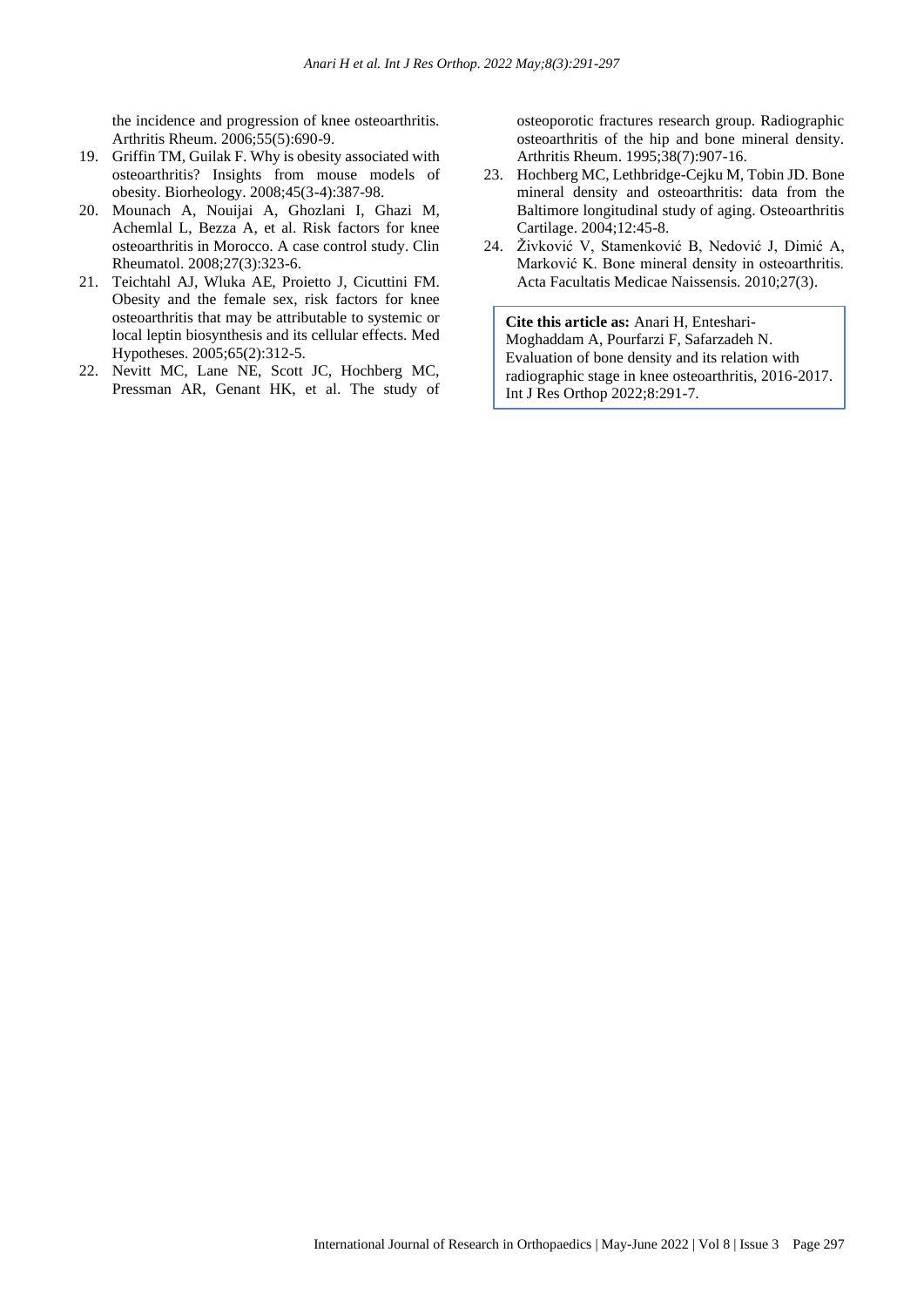the incidence and progression of knee osteoarthritis. Arthritis Rheum. 2006;55(5):690-9.

19. Griffin TM, Guilak F. Why is obesity associated with osteoarthritis? Insights from mouse models of obesity. Biorheology. 2008;45(3-4):387-98.
20. Mounach A, Nouijai A, Ghozlani I, Ghazi M, Achemlal L, Bezza A, et al. Risk factors for knee osteoarthritis in Morocco. A case control study. Clin Rheumatol. 2008;27(3):323-6.
21. Teichtahl AJ, Wluka AE, Proietto J, Cicuttini FM. Obesity and the female sex, risk factors for knee osteoarthritis that may be attributable to systemic or local leptin biosynthesis and its cellular effects. Med Hypotheses. 2005;65(2):312-5.
22. Nevitt MC, Lane NE, Scott JC, Hochberg MC, Pressman AR, Genant HK, et al. The study of osteoporotic fractures research group. Radiographic osteoarthritis of the hip and bone mineral density. Arthritis Rheum. 1995;38(7):907-16.
23. Hochberg MC, Lethbridge-Cejku M, Tobin JD. Bone mineral density and osteoarthritis: data from the Baltimore longitudinal study of aging. Osteoarthritis Cartilage. 2004;12:45-8.
24. Živković V, Stamenković B, Nedović J, Dimić A, Marković K. Bone mineral density in osteoarthritis. Acta Facultatis Medicae Naissensis. 2010;27(3).

**Cite this article as:** Anari H, Enteshari-Moghaddam A, Pourfarzi F, Safarzadeh N. Evaluation of bone density and its relation with radiographic stage in knee osteoarthritis, 2016-2017. Int J Res Orthop 2022;8:291-7.